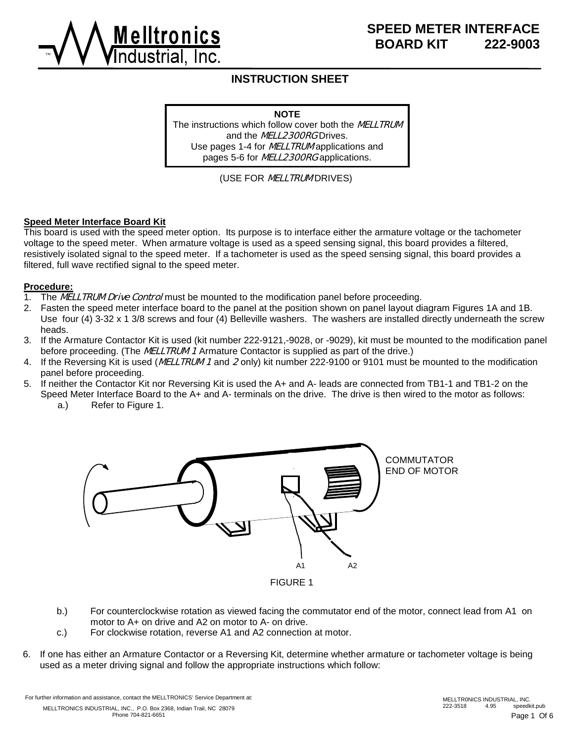# SPEED METER INTERFACE BOARD KIT 222-9003

## INSTRUCTION SHEET

**NOTE**
The instructions which follow cover both the *MELLTRUM* and the *MELL2300RG* Drives.
Use pages 1-4 for *MELLTRUM* applications and pages 5-6 for *MELL2300RG* applications.

(USE FOR *MELLTRUM* DRIVES)

**Speed Meter Interface Board Kit**

This board is used with the speed meter option. Its purpose is to interface either the armature voltage or the tachometer voltage to the speed meter. When armature voltage is used as a speed sensing signal, this board provides a filtered, resistively isolated signal to the speed meter. If a tachometer is used as the speed sensing signal, this board provides a filtered, full wave rectified signal to the speed meter.

**Procedure:**

1. The *MELLTRUM Drive Control* must be mounted to the modification panel before proceeding.
2. Fasten the speed meter interface board to the panel at the position shown on panel layout diagram Figures 1A and 1B. Use four (4) 3-32 x 1 3/8 screws and four (4) Belleville washers. The washers are installed directly underneath the screw heads.
3. If the Armature Contactor Kit is used (kit number 222-9121,-9028, or -9029), kit must be mounted to the modification panel before proceeding. (The *MELLTRUM 1* Armature Contactor is supplied as part of the drive.)
4. If the Reversing Kit is used (*MELLTRUM 1* and *2* only) kit number 222-9100 or 9101 must be mounted to the modification panel before proceeding.
5. If neither the Contactor Kit nor Reversing Kit is used the A+ and A- leads are connected from TB1-1 and TB1-2 on the Speed Meter Interface Board to the A+ and A- terminals on the drive. The drive is then wired to the motor as follows:
   a.) Refer to Figure 1.

COMMUTATOR END OF MOTOR

A1

A2

FIGURE 1

   b.) For counterclockwise rotation as viewed facing the commutator end of the motor, connect lead from A1 on motor to A+ on drive and A2 on motor to A- on drive.
   c.) For clockwise rotation, reverse A1 and A2 connection at motor.

6. If one has either an Armature Contactor or a Reversing Kit, determine whether armature or tachometer voltage is being used as a meter driving signal and follow the appropriate instructions which follow:

For further information and assistance, contact the MELLTRONICS' Service Department at:
MELLTRONICS INDUSTRIAL, INC., P.O. Box 2368, Indian Trail, NC 28079
Phone 704-821-6651

MELLTR0NICS INDUSTRIAL, INC.
222-3518 4.95 speedkit.pub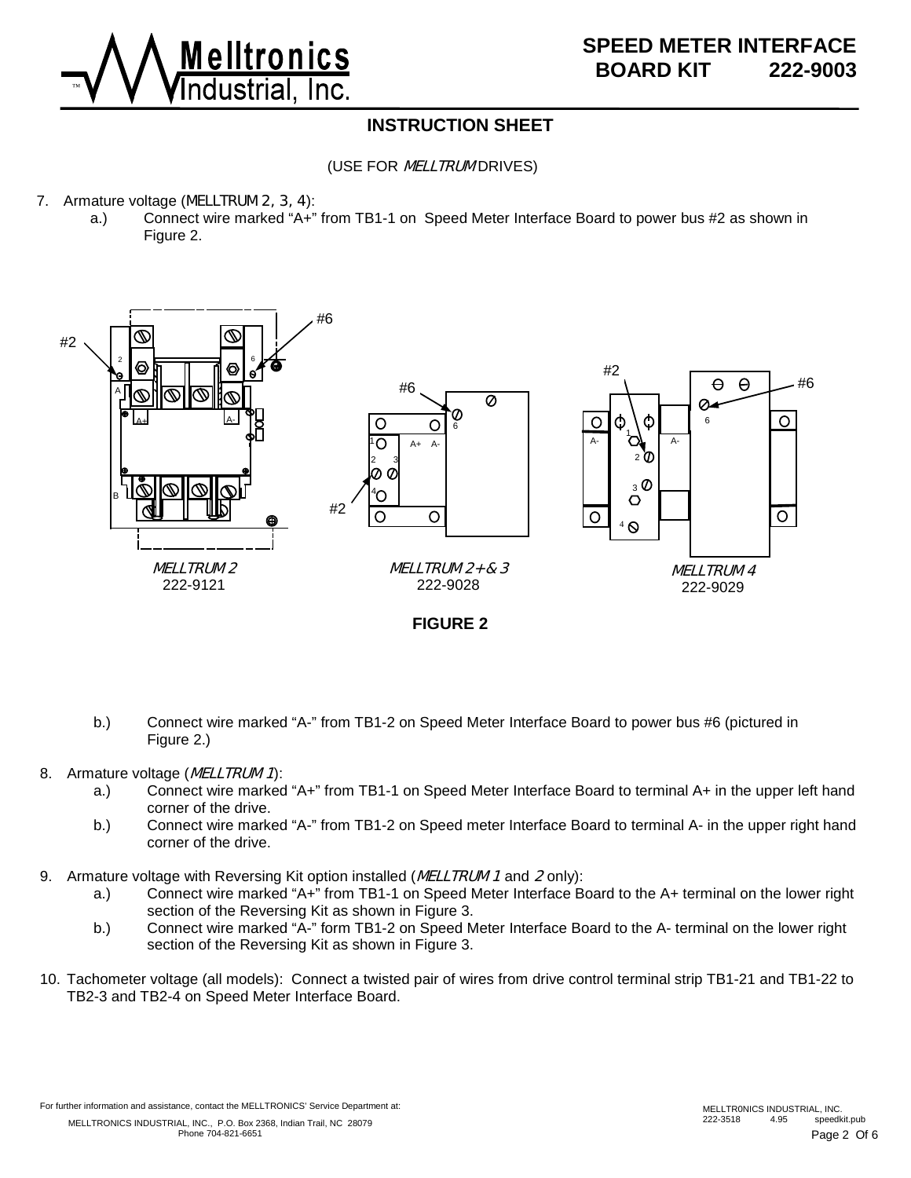# SPEED METER INTERFACE BOARD KIT 222-9003

## INSTRUCTION SHEET

(USE FOR *MELLTRUM* DRIVES)

7. Armature voltage (MELLTRUM 2, 3, 4):
   a.) Connect wire marked "A+" from TB1-1 on Speed Meter Interface Board to power bus #2 as shown in Figure 2.

*MELLTRUM 2*
222-9121

*MELLTRUM 2+ & 3*
222-9028

*MELLTRUM 4*
222-9029

**FIGURE 2**

   b.) Connect wire marked "A-" from TB1-2 on Speed Meter Interface Board to power bus #6 (pictured in Figure 2.)

8. Armature voltage (*MELLTRUM 1*):
   a.) Connect wire marked "A+" from TB1-1 on Speed Meter Interface Board to terminal A+ in the upper left hand corner of the drive.
   b.) Connect wire marked "A-" from TB1-2 on Speed meter Interface Board to terminal A- in the upper right hand corner of the drive.

9. Armature voltage with Reversing Kit option installed (*MELLTRUM 1* and *2* only):
   a.) Connect wire marked "A+" from TB1-1 on Speed Meter Interface Board to the A+ terminal on the lower right section of the Reversing Kit as shown in Figure 3.
   b.) Connect wire marked "A-" form TB1-2 on Speed Meter Interface Board to the A- terminal on the lower right section of the Reversing Kit as shown in Figure 3.

10. Tachometer voltage (all models): Connect a twisted pair of wires from drive control terminal strip TB1-21 and TB1-22 to TB2-3 and TB2-4 on Speed Meter Interface Board.

For further information and assistance, contact the MELLTRONICS' Service Department at:

MELLTRONICS INDUSTRIAL, INC., P.O. Box 2368, Indian Trail, NC 28079
Phone 704-821-6651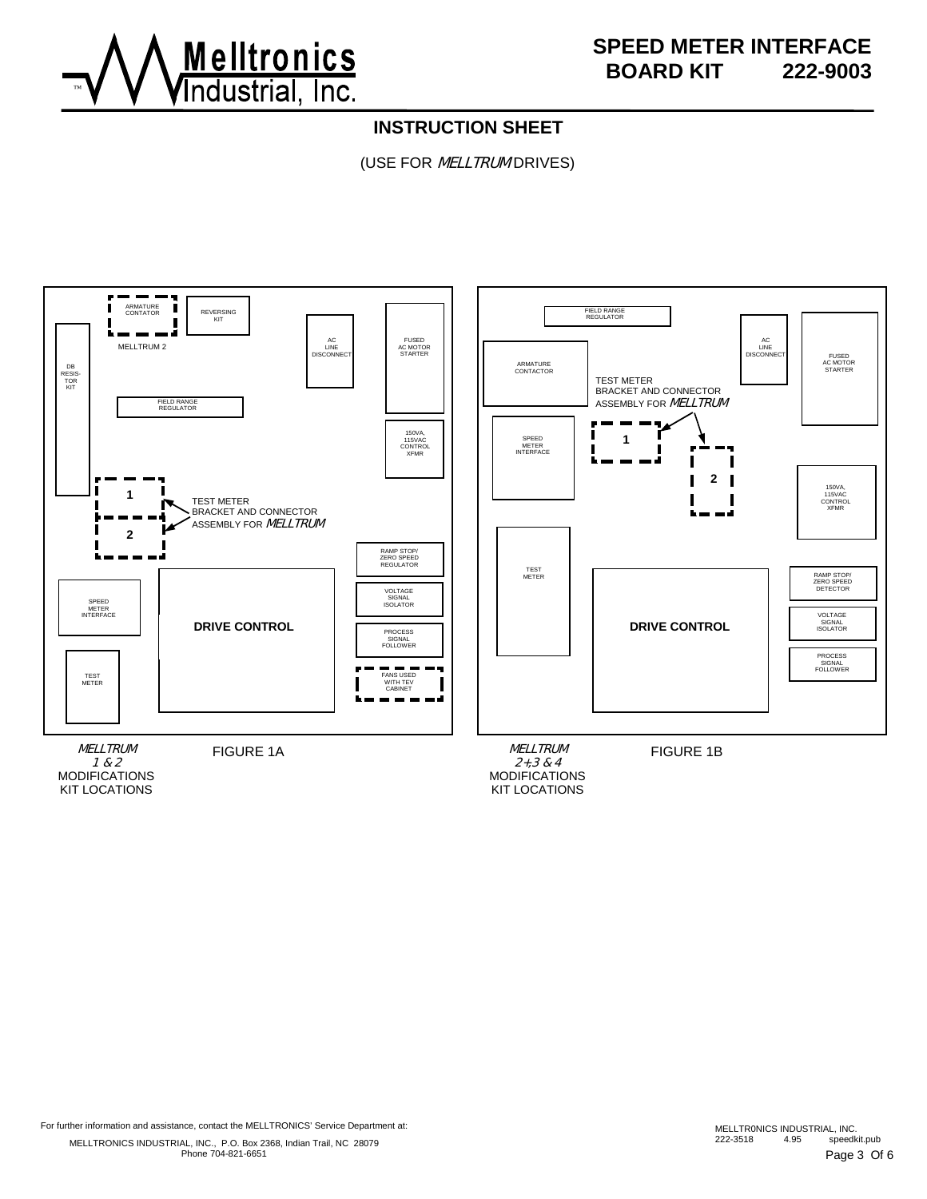# SPEED METER INTERFACE BOARD KIT 222-9003

## INSTRUCTION SHEET

(USE FOR *MELLTRUM* DRIVES)

ARMATURE CONTATOR

REVERSING KIT

MELLTRUM 2

AC LINE DISCONNECT

FUSED AC MOTOR STARTER

DB RESISTOR KIT

FIELD RANGE REGULATOR

150VA, 115VAC CONTROL XFMR

1

2

TEST METER BRACKET AND CONNECTOR ASSEMBLY FOR *MELLTRUM*

RAMP STOP/ ZERO SPEED REGULATOR

VOLTAGE SIGNAL ISOLATOR

SPEED METER INTERFACE

DRIVE CONTROL

PROCESS SIGNAL FOLLOWER

TEST METER

FANS USED WITH TEV CABINET

*MELLTRUM 1 & 2* MODIFICATIONS KIT LOCATIONS

FIGURE 1A

FIELD RANGE REGULATOR

AC LINE DISCONNECT

FUSED AC MOTOR STARTER

ARMATURE CONTACTOR

TEST METER BRACKET AND CONNECTOR ASSEMBLY FOR *MELLTRUM*

SPEED METER INTERFACE

1

2

150VA, 115VAC CONTROL XFMR

TEST METER

RAMP STOP/ ZERO SPEED DETECTOR

DRIVE CONTROL

VOLTAGE SIGNAL ISOLATOR

PROCESS SIGNAL FOLLOWER

*MELLTRUM 2+,3 & 4* MODIFICATIONS KIT LOCATIONS

FIGURE 1B

For further information and assistance, contact the MELLTRONICS' Service Department at:

MELLTRONICS INDUSTRIAL, INC., P.O. Box 2368, Indian Trail, NC 28079
Phone 704-821-6651

MELLTR0NICS INDUSTRIAL, INC.
222-3518 4.95 speedkit.pub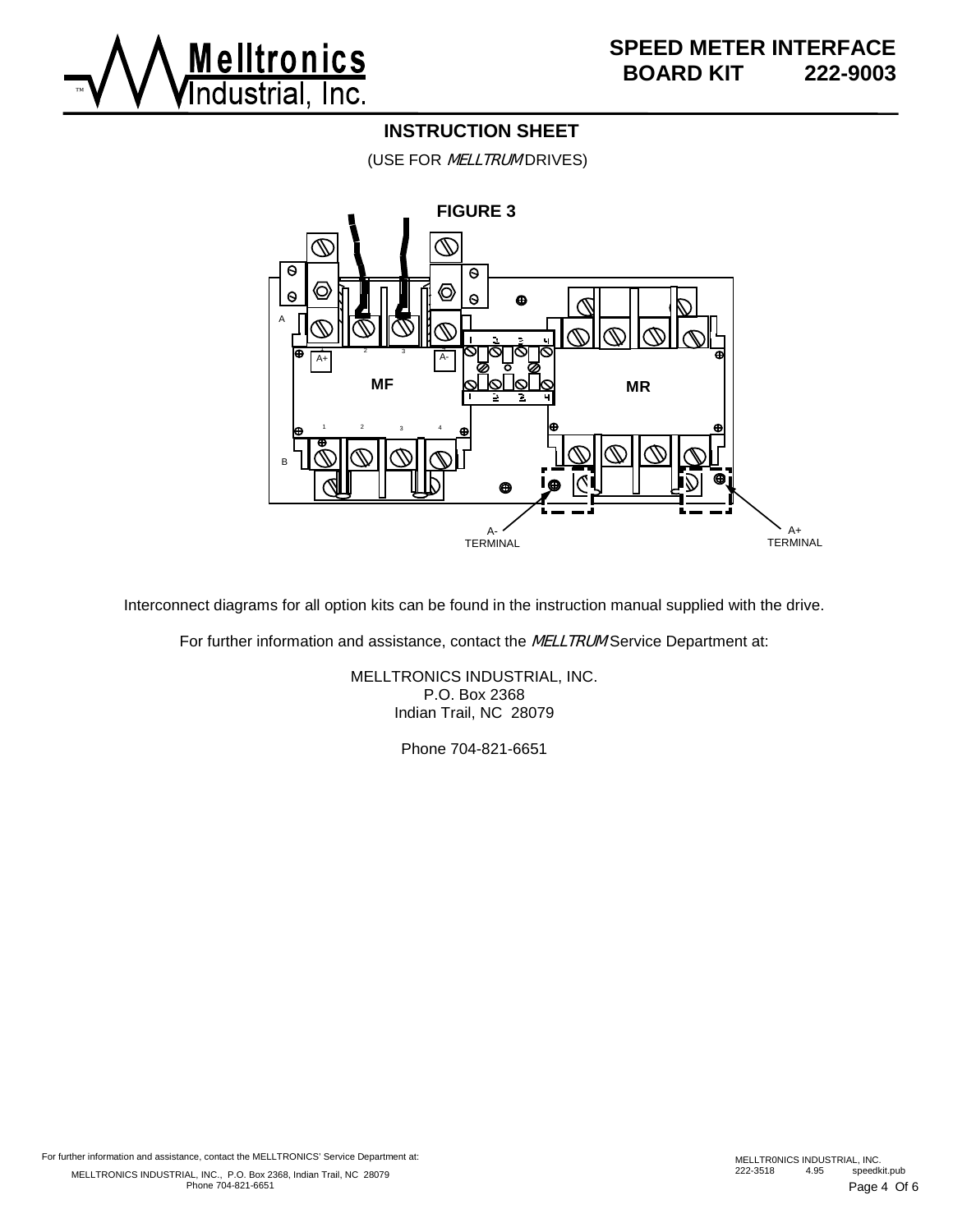# SPEED METER INTERFACE BOARD KIT 222-9003

## INSTRUCTION SHEET

(USE FOR *MELLTRUM* DRIVES)

**FIGURE 3**

A

B

A+

A-

MF

MR

1 2 3 4

A- TERMINAL

A+ TERMINAL

Interconnect diagrams for all option kits can be found in the instruction manual supplied with the drive.

For further information and assistance, contact the *MELLTRUM* Service Department at:

MELLTRONICS INDUSTRIAL, INC.
P.O. Box 2368
Indian Trail, NC 28079

Phone 704-821-6651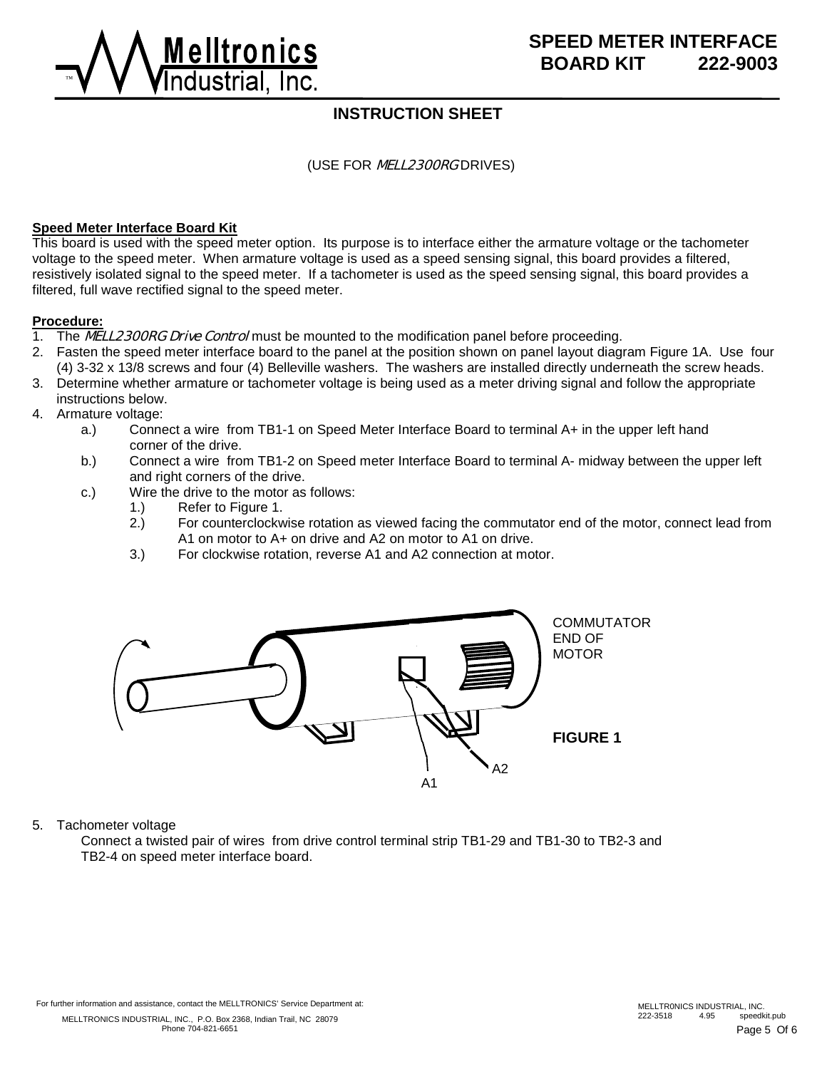# Melltronics Industrial, Inc.

## SPEED METER INTERFACE BOARD KIT 222-9003

### INSTRUCTION SHEET

(USE FOR *MELL2300RG* DRIVES)

**Speed Meter Interface Board Kit**

This board is used with the speed meter option. Its purpose is to interface either the armature voltage or the tachometer voltage to the speed meter. When armature voltage is used as a speed sensing signal, this board provides a filtered, resistively isolated signal to the speed meter. If a tachometer is used as the speed sensing signal, this board provides a filtered, full wave rectified signal to the speed meter.

**Procedure:**

1. The *MELL2300RG Drive Control* must be mounted to the modification panel before proceeding.
2. Fasten the speed meter interface board to the panel at the position shown on panel layout diagram Figure 1A. Use four (4) 3-32 x 13/8 screws and four (4) Belleville washers. The washers are installed directly underneath the screw heads.
3. Determine whether armature or tachometer voltage is being used as a meter driving signal and follow the appropriate instructions below.
4. Armature voltage:
   a.) Connect a wire from TB1-1 on Speed Meter Interface Board to terminal A+ in the upper left hand corner of the drive.
   b.) Connect a wire from TB1-2 on Speed meter Interface Board to terminal A- midway between the upper left and right corners of the drive.
   c.) Wire the drive to the motor as follows:
      1.) Refer to Figure 1.
      2.) For counterclockwise rotation as viewed facing the commutator end of the motor, connect lead from A1 on motor to A+ on drive and A2 on motor to A1 on drive.
      3.) For clockwise rotation, reverse A1 and A2 connection at motor.

COMMUTATOR END OF MOTOR

A1

A2

**FIGURE 1**

5. Tachometer voltage

   Connect a twisted pair of wires from drive control terminal strip TB1-29 and TB1-30 to TB2-3 and TB2-4 on speed meter interface board.

For further information and assistance, contact the MELLTRONICS' Service Department at:

MELLTRONICS INDUSTRIAL, INC., P.O. Box 2368, Indian Trail, NC 28079
Phone 704-821-6651

MELLTR0NICS INDUSTRIAL, INC.
222-3518 4.95 speedkit.pub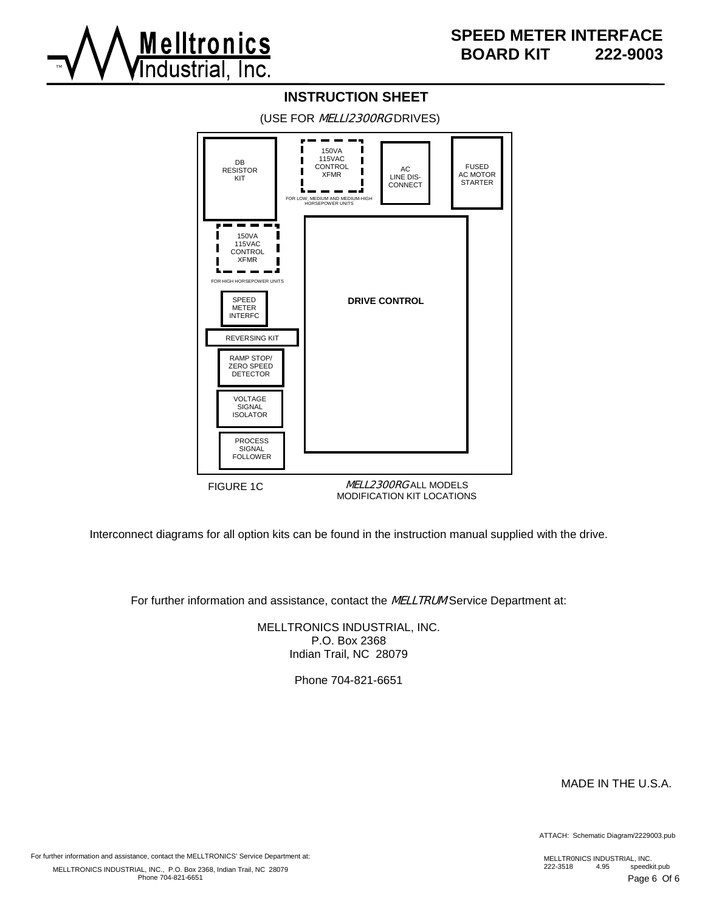**SPEED METER INTERFACE BOARD KIT 222-9003**

## INSTRUCTION SHEET

(USE FOR *MELLI2300RG* DRIVES)

DB RESISTOR KIT

150VA 115VAC CONTROL XFMR

FOR LOW, MEDIUM AND MEDIUM-HIGH HORSEPOWER UNITS

AC LINE DIS-CONNECT

FUSED AC MOTOR STARTER

150VA 115VAC CONTROL XFMR

FOR HIGH HORSEPOWER UNITS

SPEED METER INTERFC

DRIVE CONTROL

REVERSING KIT

RAMP STOP/ ZERO SPEED DETECTOR

VOLTAGE SIGNAL ISOLATOR

PROCESS SIGNAL FOLLOWER

FIGURE 1C *MELL2300RG* ALL MODELS MODIFICATION KIT LOCATIONS

Interconnect diagrams for all option kits can be found in the instruction manual supplied with the drive.

For further information and assistance, contact the *MELLTRUM* Service Department at:

MELLTRONICS INDUSTRIAL, INC.
P.O. Box 2368
Indian Trail, NC 28079

Phone 704-821-6651

MADE IN THE U.S.A.

ATTACH: Schematic Diagram/2229003.pub

MELLTR0NICS INDUSTRIAL, INC.
222-3518 4.95 speedkit.pub